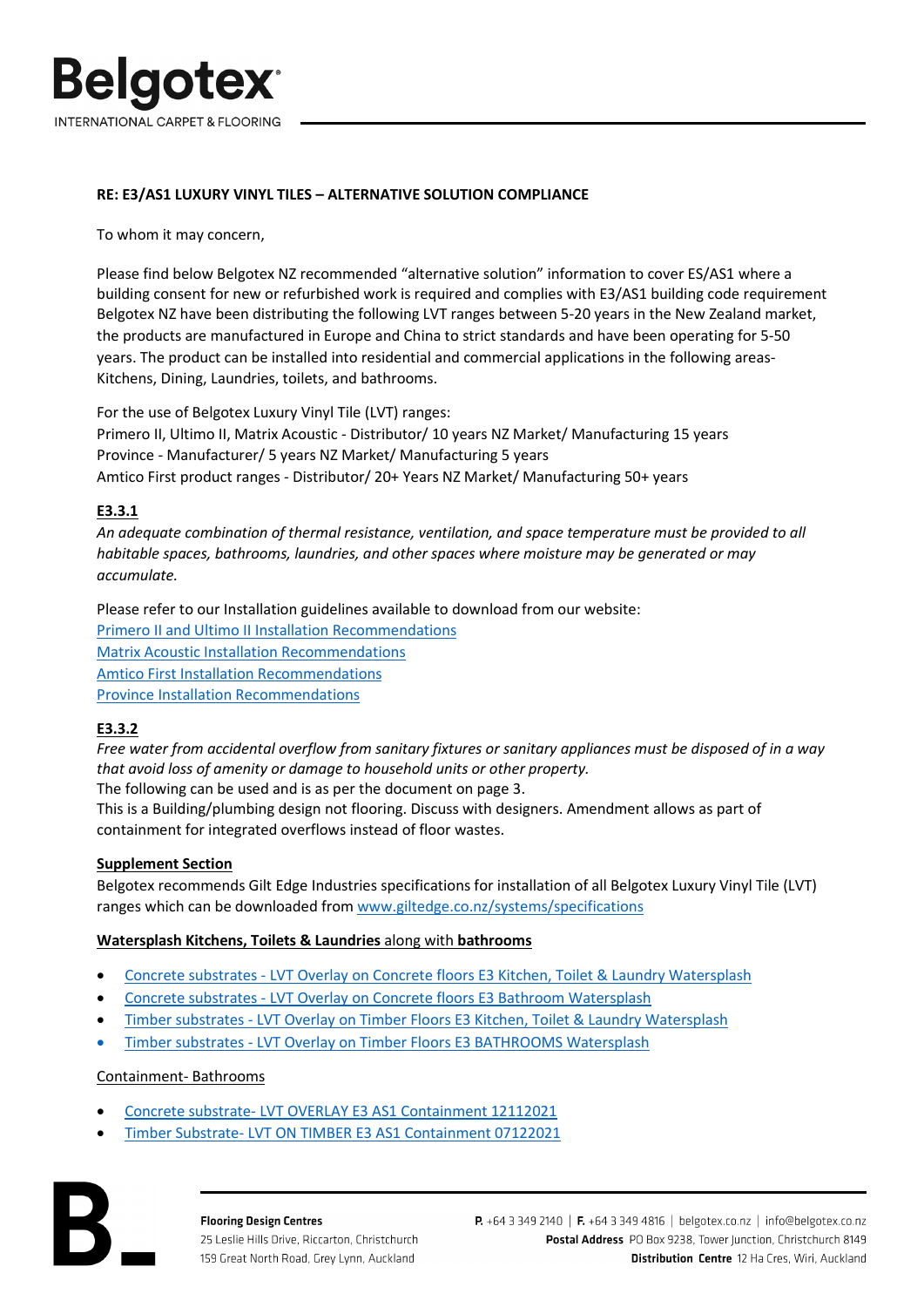**RE: E3/AS1 LUXURY VINYL TILES – ALTERNATIVE SOLUTION COMPLIANCE**

To whom it may concern,

Please find below Belgotex NZ recommended "alternative solution" information to cover ES/AS1 where a building consent for new or refurbished work is required and complies with E3/AS1 building code requirement Belgotex NZ have been distributing the following LVT ranges between 5-20 years in the New Zealand market, the products are manufactured in Europe and China to strict standards and have been operating for 5-50 years. The product can be installed into residential and commercial applications in the following areas- Kitchens, Dining, Laundries, toilets, and bathrooms.

For the use of Belgotex Luxury Vinyl Tile (LVT) ranges:
Primero II, Ultimo II, Matrix Acoustic - Distributor/ 10 years NZ Market/ Manufacturing 15 years
Province - Manufacturer/ 5 years NZ Market/ Manufacturing 5 years
Amtico First product ranges - Distributor/ 20+ Years NZ Market/ Manufacturing 50+ years

**E3.3.1**

*An adequate combination of thermal resistance, ventilation, and space temperature must be provided to all habitable spaces, bathrooms, laundries, and other spaces where moisture may be generated or may accumulate.*

Please refer to our Installation guidelines available to download from our website:
Primero II and Ultimo II Installation Recommendations
Matrix Acoustic Installation Recommendations
Amtico First Installation Recommendations
Province Installation Recommendations

**E3.3.2**

*Free water from accidental overflow from sanitary fixtures or sanitary appliances must be disposed of in a way that avoid loss of amenity or damage to household units or other property.*
The following can be used and is as per the document on page 3.
This is a Building/plumbing design not flooring. Discuss with designers. Amendment allows as part of containment for integrated overflows instead of floor wastes.

**Supplement Section**

Belgotex recommends Gilt Edge Industries specifications for installation of all Belgotex Luxury Vinyl Tile (LVT) ranges which can be downloaded from www.giltedge.co.nz/systems/specifications

**Watersplash Kitchens, Toilets & Laundries** along with **bathrooms**

- Concrete substrates - LVT Overlay on Concrete floors E3 Kitchen, Toilet & Laundry Watersplash
- Concrete substrates - LVT Overlay on Concrete floors E3 Bathroom Watersplash
- Timber substrates - LVT Overlay on Timber Floors E3 Kitchen, Toilet & Laundry Watersplash
- Timber substrates - LVT Overlay on Timber Floors E3 BATHROOMS Watersplash

Containment- Bathrooms

- Concrete substrate- LVT OVERLAY E3 AS1 Containment 12112021
- Timber Substrate- LVT ON TIMBER E3 AS1 Containment 07122021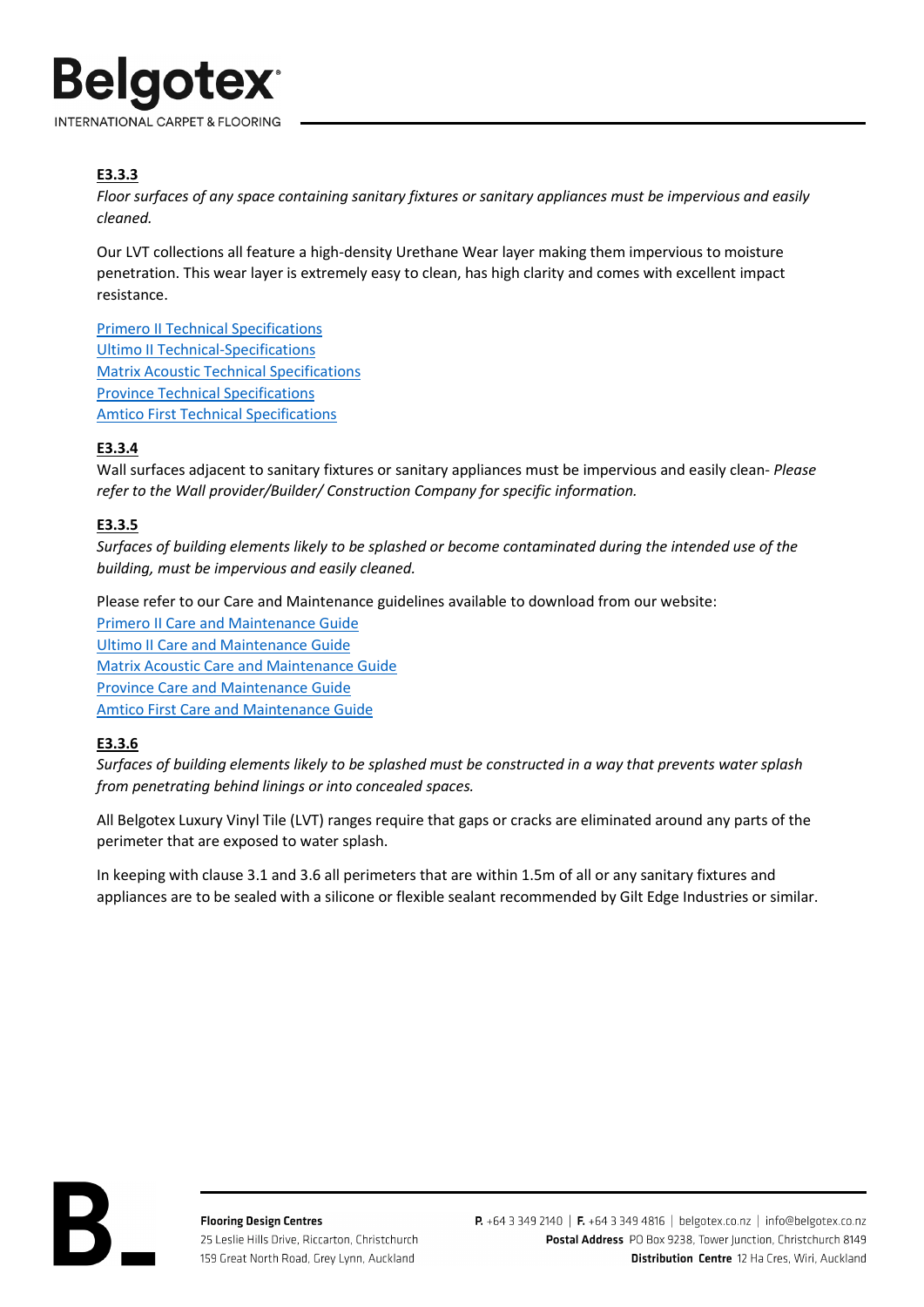**E3.3.3**

*Floor surfaces of any space containing sanitary fixtures or sanitary appliances must be impervious and easily cleaned.*

Our LVT collections all feature a high-density Urethane Wear layer making them impervious to moisture penetration. This wear layer is extremely easy to clean, has high clarity and comes with excellent impact resistance.

Primero II Technical Specifications
Ultimo II Technical-Specifications
Matrix Acoustic Technical Specifications
Province Technical Specifications
Amtico First Technical Specifications

**E3.3.4**

Wall surfaces adjacent to sanitary fixtures or sanitary appliances must be impervious and easily clean- *Please refer to the Wall provider/Builder/ Construction Company for specific information.*

**E3.3.5**

*Surfaces of building elements likely to be splashed or become contaminated during the intended use of the building, must be impervious and easily cleaned.*

Please refer to our Care and Maintenance guidelines available to download from our website:
Primero II Care and Maintenance Guide
Ultimo II Care and Maintenance Guide
Matrix Acoustic Care and Maintenance Guide
Province Care and Maintenance Guide
Amtico First Care and Maintenance Guide

**E3.3.6**

*Surfaces of building elements likely to be splashed must be constructed in a way that prevents water splash from penetrating behind linings or into concealed spaces.*

All Belgotex Luxury Vinyl Tile (LVT) ranges require that gaps or cracks are eliminated around any parts of the perimeter that are exposed to water splash.

In keeping with clause 3.1 and 3.6 all perimeters that are within 1.5m of all or any sanitary fixtures and appliances are to be sealed with a silicone or flexible sealant recommended by Gilt Edge Industries or similar.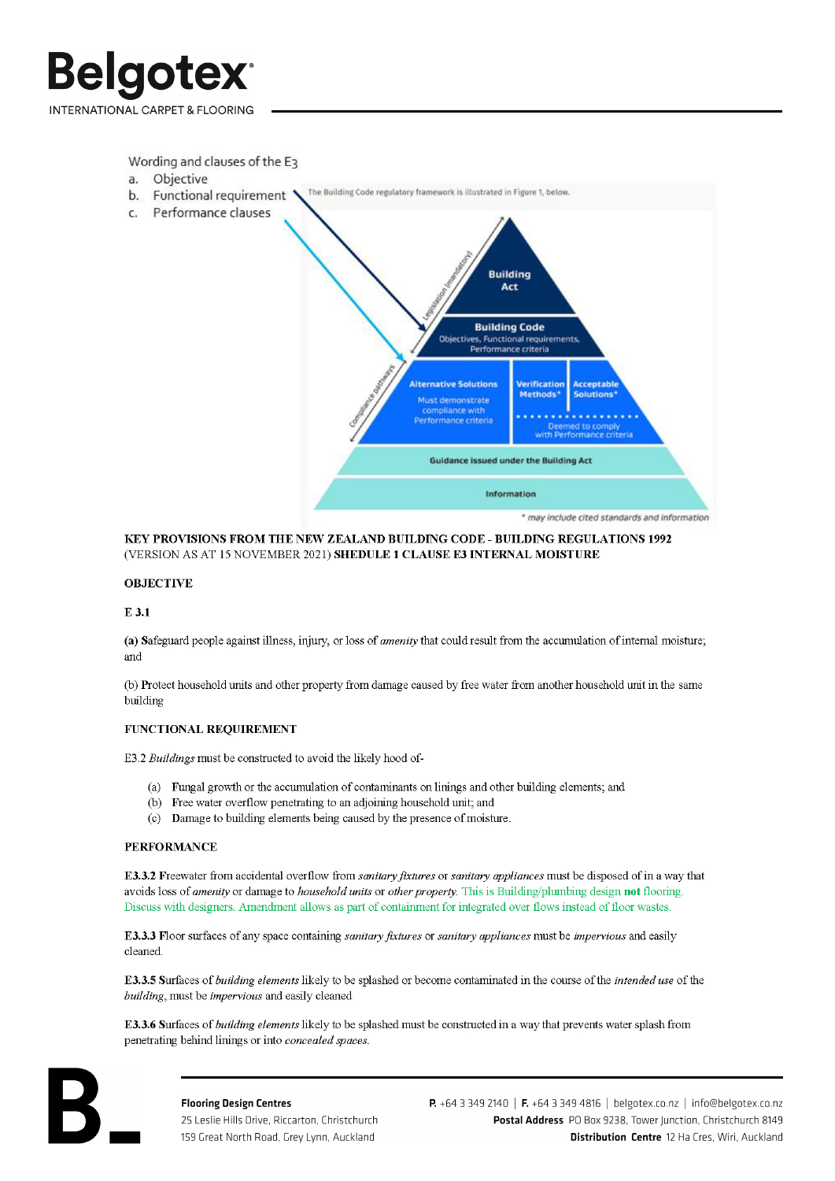Wording and clauses of the E3

a. Objective
b. Functional requirement
c. Performance clauses

The Building Code regulatory framework is illustrated in Figure 1, below.

Legislation (mandatory)

Building Act

Building Code
Objectives, Functional requirements, Performance criteria

Compliance pathways

Alternative Solutions
Must demonstrate compliance with Performance criteria

Verification Methods*

Acceptable Solutions*

Deemed to comply with Performance criteria

Guidance issued under the Building Act

Information

\* may include cited standards and information

**KEY PROVISIONS FROM THE NEW ZEALAND BUILDING CODE - BUILDING REGULATIONS 1992** (VERSION AS AT 15 NOVEMBER 2021) **SHEDULE 1 CLAUSE E3 INTERNAL MOISTURE**

**OBJECTIVE**

**E 3.1**

**(a) S**afeguard people against illness, injury, or loss of *amenity* that could result from the accumulation of internal moisture; and

(b) Protect household units and other property from damage caused by free water from another household unit in the same building

**FUNCTIONAL REQUIREMENT**

E3.2 *Buildings* must be constructed to avoid the likely hood of-

(a) Fungal growth or the accumulation of contaminants on linings and other building elements; and
(b) Free water overflow penetrating to an adjoining household unit; and
(c) Damage to building elements being caused by the presence of moisture.

**PERFORMANCE**

**E3.3.2** Freewater from accidental overflow from *sanitary fixtures* or *sanitary appliances* must be disposed of in a way that avoids loss of *amenity* or damage to *household units* or *other property*. This is Building/plumbing design **not** flooring. Discuss with designers. Amendment allows as part of containment for integrated over flows instead of floor wastes.

**E3.3.3** Floor surfaces of any space containing *sanitary fixtures* or *sanitary appliances* must be *impervious* and easily cleaned.

**E3.3.5** Surfaces of *building elements* likely to be splashed or become contaminated in the course of the *intended use* of the *building*, must be *impervious* and easily cleaned

**E3.3.6** Surfaces of *building elements* likely to be splashed must be constructed in a way that prevents water splash from penetrating behind linings or into *concealed spaces*.